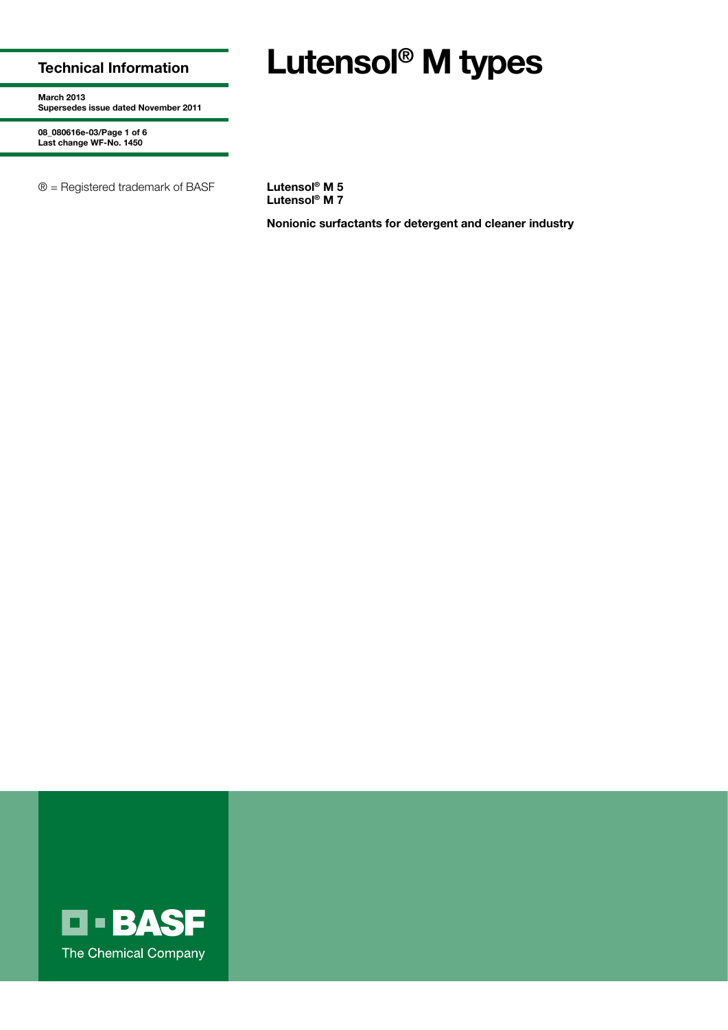**Technical Information**

**March 2013**
**Supersedes issue dated November 2011**

**08_080616e-03/Page 1 of 6**
**Last change WF-No. 1450**

® = Registered trademark of BASF

# Lutensol® M types

**Lutensol® M 5**
**Lutensol® M 7**

**Nonionic surfactants for detergent and cleaner industry**

BASF
The Chemical Company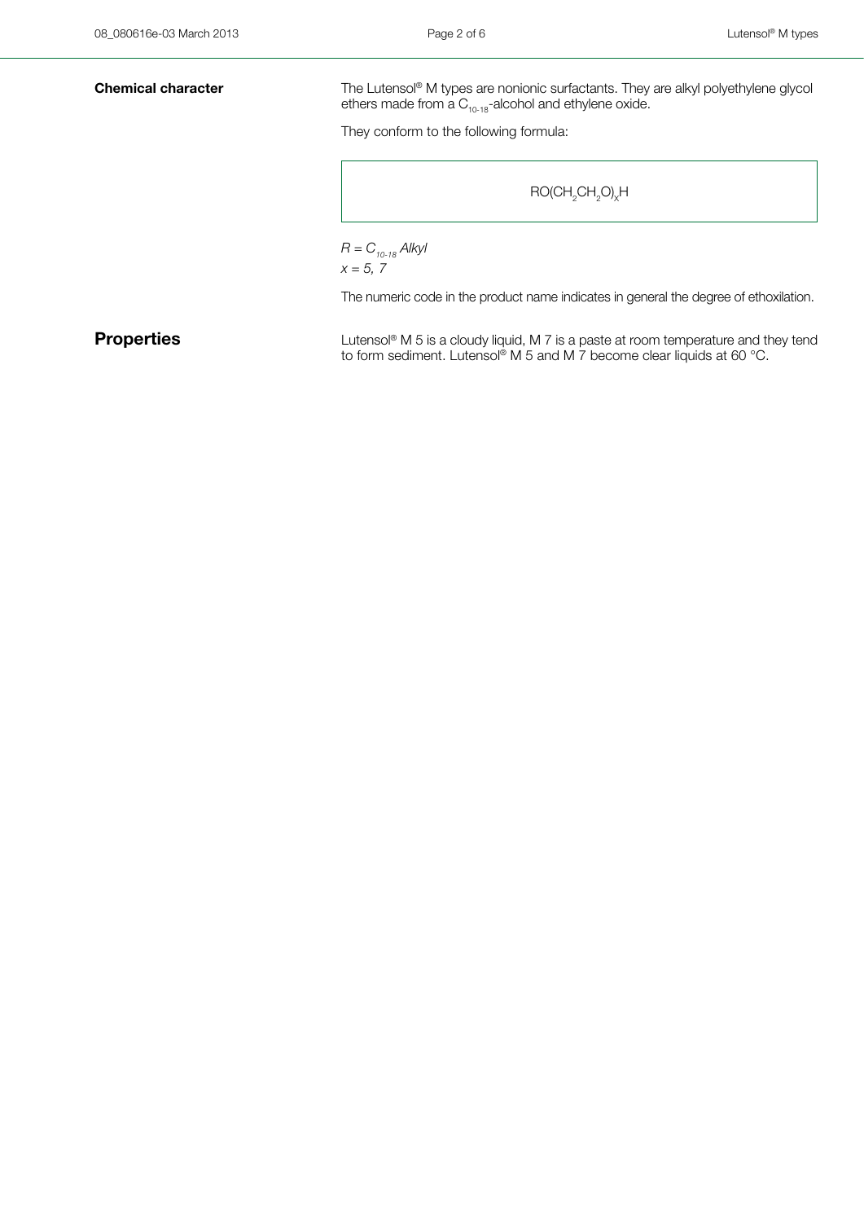## Chemical character

The Lutensol® M types are nonionic surfactants. They are alkyl polyethylene glycol ethers made from a $C_{10\text{-}18}$-alcohol and ethylene oxide.

They conform to the following formula:

$$RO(CH_2CH_2O)_xH$$

*$R = C_{10\text{-}18}$ Alkyl*
*$x = 5, 7$*

The numeric code in the product name indicates in general the degree of ethoxilation.

## Properties

Lutensol® M 5 is a cloudy liquid, M 7 is a paste at room temperature and they tend to form sediment. Lutensol® M 5 and M 7 become clear liquids at 60 °C.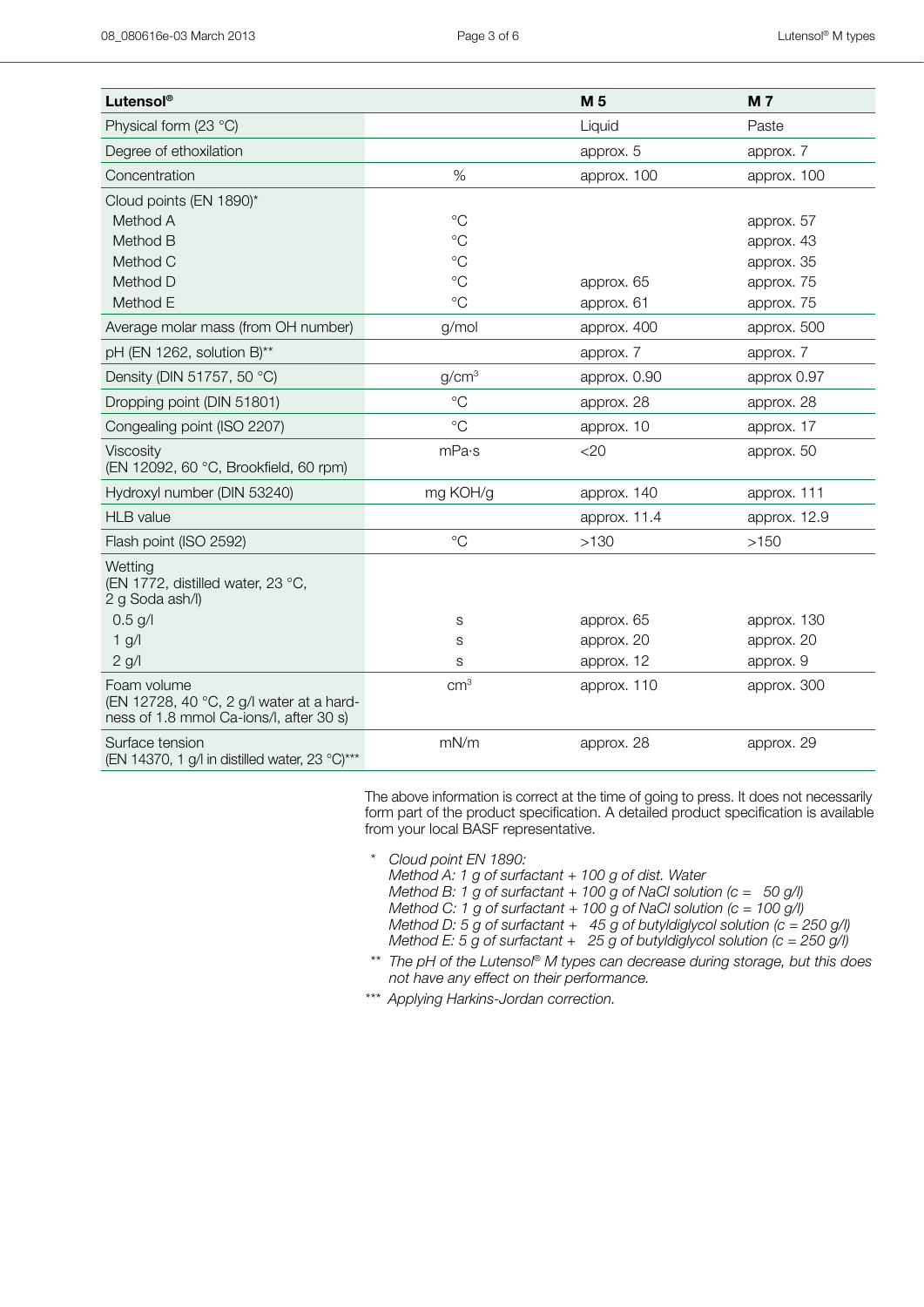| Lutensol® | | M 5 | M 7 |
|---|---|---|---|
| Physical form (23 °C) | | Liquid | Paste |
| Degree of ethoxilation | | approx. 5 | approx. 7 |
| Concentration | % | approx. 100 | approx. 100 |
| Cloud points (EN 1890)* | | | |
| Method A | °C | | approx. 57 |
| Method B | °C | | approx. 43 |
| Method C | °C | | approx. 35 |
| Method D | °C | approx. 65 | approx. 75 |
| Method E | °C | approx. 61 | approx. 75 |
| Average molar mass (from OH number) | g/mol | approx. 400 | approx. 500 |
| pH (EN 1262, solution B)** | | approx. 7 | approx. 7 |
| Density (DIN 51757, 50 °C) | g/cm³ | approx. 0.90 | approx 0.97 |
| Dropping point (DIN 51801) | °C | approx. 28 | approx. 28 |
| Congealing point (ISO 2207) | °C | approx. 10 | approx. 17 |
| Viscosity (EN 12092, 60 °C, Brookfield, 60 rpm) | mPa·s | <20 | approx. 50 |
| Hydroxyl number (DIN 53240) | mg KOH/g | approx. 140 | approx. 111 |
| HLB value | | approx. 11.4 | approx. 12.9 |
| Flash point (ISO 2592) | °C | >130 | >150 |
| Wetting (EN 1772, distilled water, 23 °C, 2 g Soda ash/l) | | | |
| 0.5 g/l | s | approx. 65 | approx. 130 |
| 1 g/l | s | approx. 20 | approx. 20 |
| 2 g/l | s | approx. 12 | approx. 9 |
| Foam volume (EN 12728, 40 °C, 2 g/l water at a hardness of 1.8 mmol Ca-ions/l, after 30 s) | cm³ | approx. 110 | approx. 300 |
| Surface tension (EN 14370, 1 g/l in distilled water, 23 °C)*** | mN/m | approx. 28 | approx. 29 |

The above information is correct at the time of going to press. It does not necessarily form part of the product specification. A detailed product specification is available from your local BASF representative.

\* *Cloud point EN 1890:*
*Method A: 1 g of surfactant + 100 g of dist. Water*
*Method B: 1 g of surfactant + 100 g of NaCl solution (c = 50 g/l)*
*Method C: 1 g of surfactant + 100 g of NaCl solution (c = 100 g/l)*
*Method D: 5 g of surfactant + 45 g of butyldiglycol solution (c = 250 g/l)*
*Method E: 5 g of surfactant + 25 g of butyldiglycol solution (c = 250 g/l)*

\*\* *The pH of the Lutensol® M types can decrease during storage, but this does not have any effect on their performance.*

\*\*\* *Applying Harkins-Jordan correction.*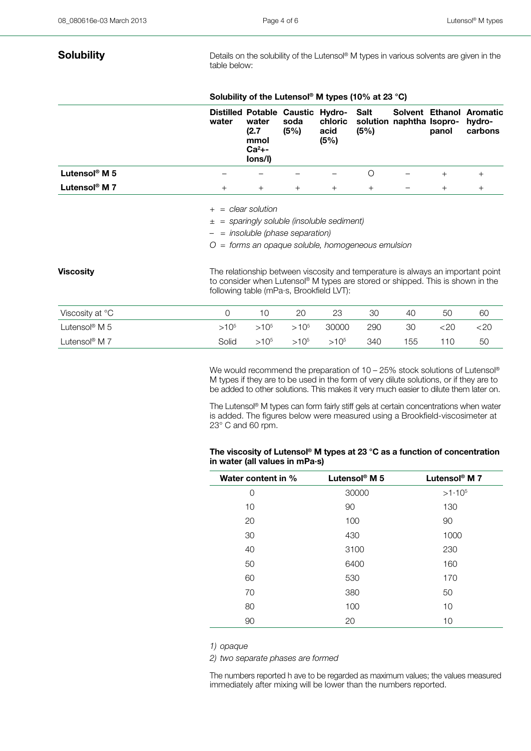## Solubility

Details on the solubility of the Lutensol® M types in various solvents are given in the table below:

**Solubility of the Lutensol® M types (10% at 23 °C)**

| | Distilled water | Potable water (2.7 mmol $Ca^{2+}$-Ions/l) | Caustic soda (5%) | Hydro-chloric acid (5%) | Salt solution (5%) | Solvent naphtha | Ethanol Isopro-panol | Aromatic hydro-carbons |
|---|---|---|---|---|---|---|---|---|
| **Lutensol® M 5** | – | – | – | – | O | – | + | + |
| **Lutensol® M 7** | + | + | + | + | + | – | + | + |

*+ = clear solution*

*± = sparingly soluble (insoluble sediment)*

*– = insoluble (phase separation)*

*O = forms an opaque soluble, homogeneous emulsion*

## Viscosity

The relationship between viscosity and temperature is always an important point to consider when Lutensol® M types are stored or shipped. This is shown in the following table (mPa·s, Brookfield LVT):

| Viscosity at °C | 0 | 10 | 20 | 23 | 30 | 40 | 50 | 60 |
|---|---|---|---|---|---|---|---|---|
| Lutensol® M 5 | $>10^5$ | $>10^5$ | $>10^5$ | 30000 | 290 | 30 | <20 | <20 |
| Lutensol® M 7 | Solid | $>10^5$ | $>10^5$ | $>10^5$ | 340 | 155 | 110 | 50 |

We would recommend the preparation of 10 – 25% stock solutions of Lutensol® M types if they are to be used in the form of very dilute solutions, or if they are to be added to other solutions. This makes it very much easier to dilute them later on.

The Lutensol® M types can form fairly stiff gels at certain concentrations when water is added. The figures below were measured using a Brookfield-viscosimeter at 23° C and 60 rpm.

**The viscosity of Lutensol® M types at 23 °C as a function of concentration in water (all values in mPa·s)**

| Water content in % | Lutensol® M 5 | Lutensol® M 7 |
|---|---|---|
| 0 | 30000 | $>1 \cdot 10^5$ |
| 10 | 90 | 130 |
| 20 | 100 | 90 |
| 30 | 430 | 1000 |
| 40 | 3100 | 230 |
| 50 | 6400 | 160 |
| 60 | 530 | 170 |
| 70 | 380 | 50 |
| 80 | 100 | 10 |
| 90 | 20 | 10 |

*1) opaque*

*2) two separate phases are formed*

The numbers reported h ave to be regarded as maximum values; the values measured immediately after mixing will be lower than the numbers reported.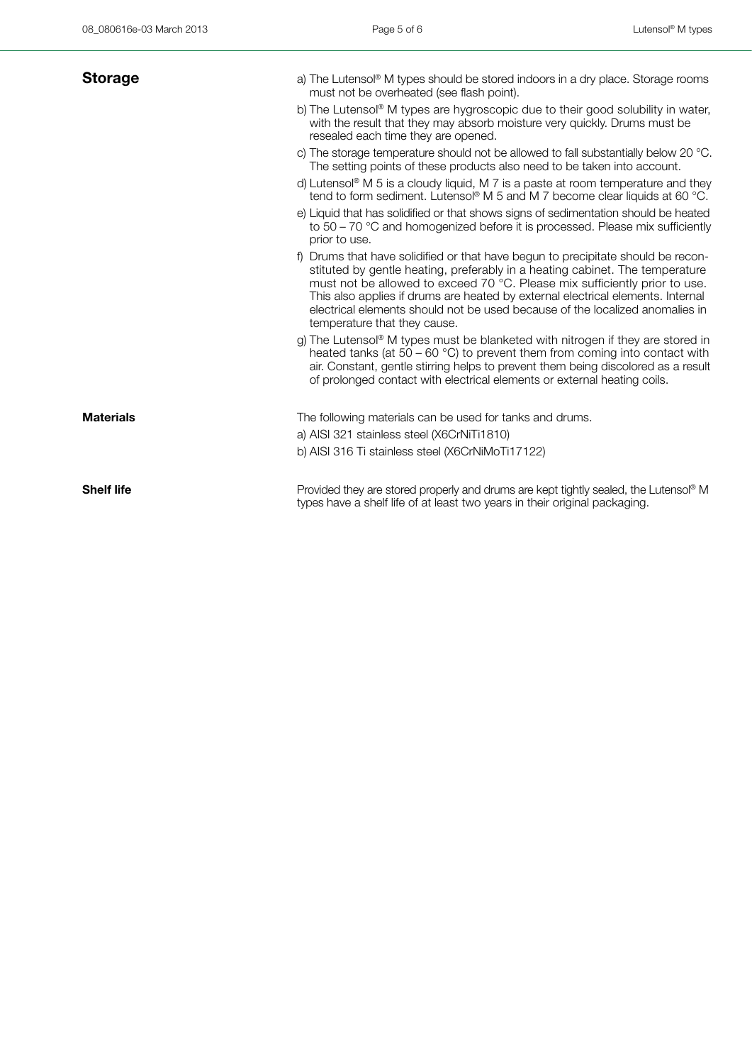## Storage

a) The Lutensol® M types should be stored indoors in a dry place. Storage rooms must not be overheated (see flash point).

b) The Lutensol® M types are hygroscopic due to their good solubility in water, with the result that they may absorb moisture very quickly. Drums must be resealed each time they are opened.

c) The storage temperature should not be allowed to fall substantially below 20 °C. The setting points of these products also need to be taken into account.

d) Lutensol® M 5 is a cloudy liquid, M 7 is a paste at room temperature and they tend to form sediment. Lutensol® M 5 and M 7 become clear liquids at 60 °C.

e) Liquid that has solidified or that shows signs of sedimentation should be heated to 50 – 70 °C and homogenized before it is processed. Please mix sufficiently prior to use.

f) Drums that have solidified or that have begun to precipitate should be reconstituted by gentle heating, preferably in a heating cabinet. The temperature must not be allowed to exceed 70 °C. Please mix sufficiently prior to use. This also applies if drums are heated by external electrical elements. Internal electrical elements should not be used because of the localized anomalies in temperature that they cause.

g) The Lutensol® M types must be blanketed with nitrogen if they are stored in heated tanks (at 50 – 60 °C) to prevent them from coming into contact with air. Constant, gentle stirring helps to prevent them being discolored as a result of prolonged contact with electrical elements or external heating coils.

## Materials

The following materials can be used for tanks and drums.

a) AISI 321 stainless steel (X6CrNiTi1810)

b) AISI 316 Ti stainless steel (X6CrNiMoTi17122)

## Shelf life

Provided they are stored properly and drums are kept tightly sealed, the Lutensol® M types have a shelf life of at least two years in their original packaging.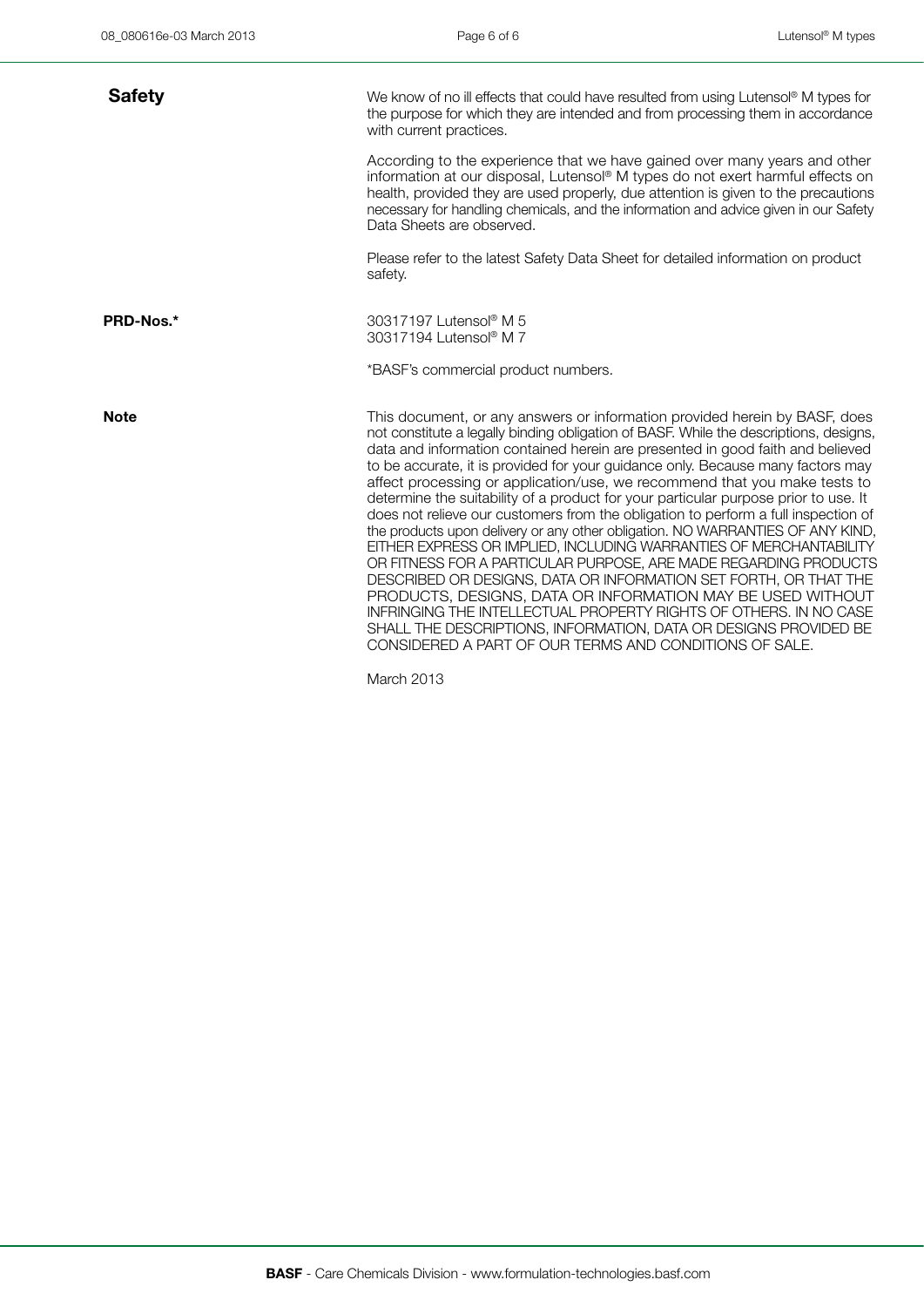## Safety

We know of no ill effects that could have resulted from using Lutensol® M types for the purpose for which they are intended and from processing them in accordance with current practices.

According to the experience that we have gained over many years and other information at our disposal, Lutensol® M types do not exert harmful effects on health, provided they are used properly, due attention is given to the precautions necessary for handling chemicals, and the information and advice given in our Safety Data Sheets are observed.

Please refer to the latest Safety Data Sheet for detailed information on product safety.

**PRD-Nos.***

30317197 Lutensol® M 5
30317194 Lutensol® M 7

*BASF's commercial product numbers.

**Note**

This document, or any answers or information provided herein by BASF, does not constitute a legally binding obligation of BASF. While the descriptions, designs, data and information contained herein are presented in good faith and believed to be accurate, it is provided for your guidance only. Because many factors may affect processing or application/use, we recommend that you make tests to determine the suitability of a product for your particular purpose prior to use. It does not relieve our customers from the obligation to perform a full inspection of the products upon delivery or any other obligation. NO WARRANTIES OF ANY KIND, EITHER EXPRESS OR IMPLIED, INCLUDING WARRANTIES OF MERCHANTABILITY OR FITNESS FOR A PARTICULAR PURPOSE, ARE MADE REGARDING PRODUCTS DESCRIBED OR DESIGNS, DATA OR INFORMATION SET FORTH, OR THAT THE PRODUCTS, DESIGNS, DATA OR INFORMATION MAY BE USED WITHOUT INFRINGING THE INTELLECTUAL PROPERTY RIGHTS OF OTHERS. IN NO CASE SHALL THE DESCRIPTIONS, INFORMATION, DATA OR DESIGNS PROVIDED BE CONSIDERED A PART OF OUR TERMS AND CONDITIONS OF SALE.

March 2013